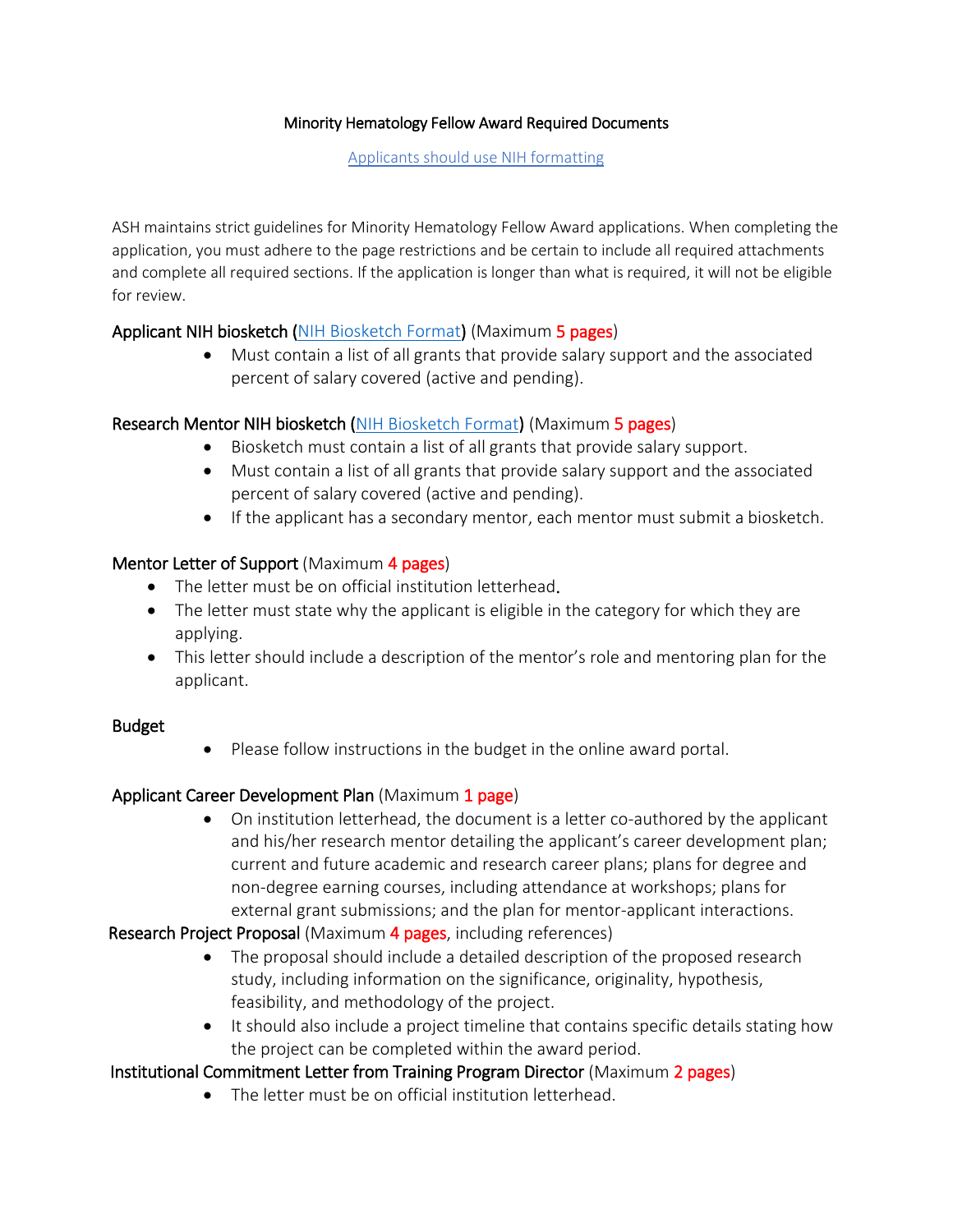# Minority Hematology Fellow Award Required Documents

Applicants should use NIH formatting

ASH maintains strict guidelines for Minority Hematology Fellow Award applications. When completing the application, you must adhere to the page restrictions and be certain to include all required attachments and complete all required sections. If the application is longer than what is required, it will not be eligible for review.

## Applicant NIH biosketch (NIH Biosketch Format) (Maximum 5 pages)

- Must contain a list of all grants that provide salary support and the associated percent of salary covered (active and pending).

## Research Mentor NIH biosketch (NIH Biosketch Format) (Maximum 5 pages)

- Biosketch must contain a list of all grants that provide salary support.
- Must contain a list of all grants that provide salary support and the associated percent of salary covered (active and pending).
- If the applicant has a secondary mentor, each mentor must submit a biosketch.

## Mentor Letter of Support (Maximum 4 pages)

- The letter must be on official institution letterhead.
- The letter must state why the applicant is eligible in the category for which they are applying.
- This letter should include a description of the mentor's role and mentoring plan for the applicant.

## Budget

- Please follow instructions in the budget in the online award portal.

## Applicant Career Development Plan (Maximum 1 page)

- On institution letterhead, the document is a letter co-authored by the applicant and his/her research mentor detailing the applicant's career development plan; current and future academic and research career plans; plans for degree and non-degree earning courses, including attendance at workshops; plans for external grant submissions; and the plan for mentor-applicant interactions.

## Research Project Proposal (Maximum 4 pages, including references)

- The proposal should include a detailed description of the proposed research study, including information on the significance, originality, hypothesis, feasibility, and methodology of the project.
- It should also include a project timeline that contains specific details stating how the project can be completed within the award period.

## Institutional Commitment Letter from Training Program Director (Maximum 2 pages)

- The letter must be on official institution letterhead.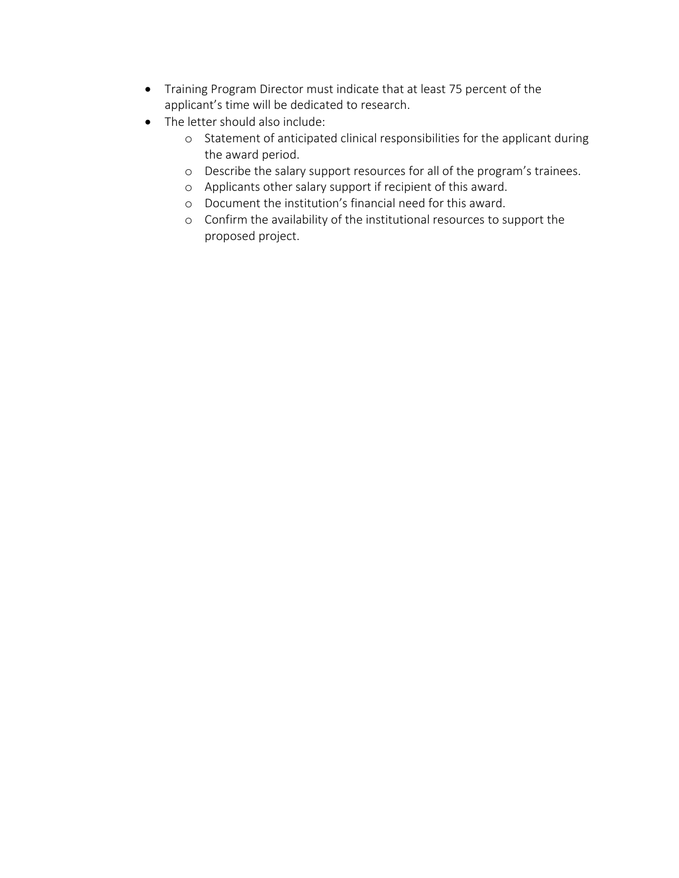- Training Program Director must indicate that at least 75 percent of the applicant's time will be dedicated to research.
- The letter should also include:
  - Statement of anticipated clinical responsibilities for the applicant during the award period.
  - Describe the salary support resources for all of the program's trainees.
  - Applicants other salary support if recipient of this award.
  - Document the institution's financial need for this award.
  - Confirm the availability of the institutional resources to support the proposed project.